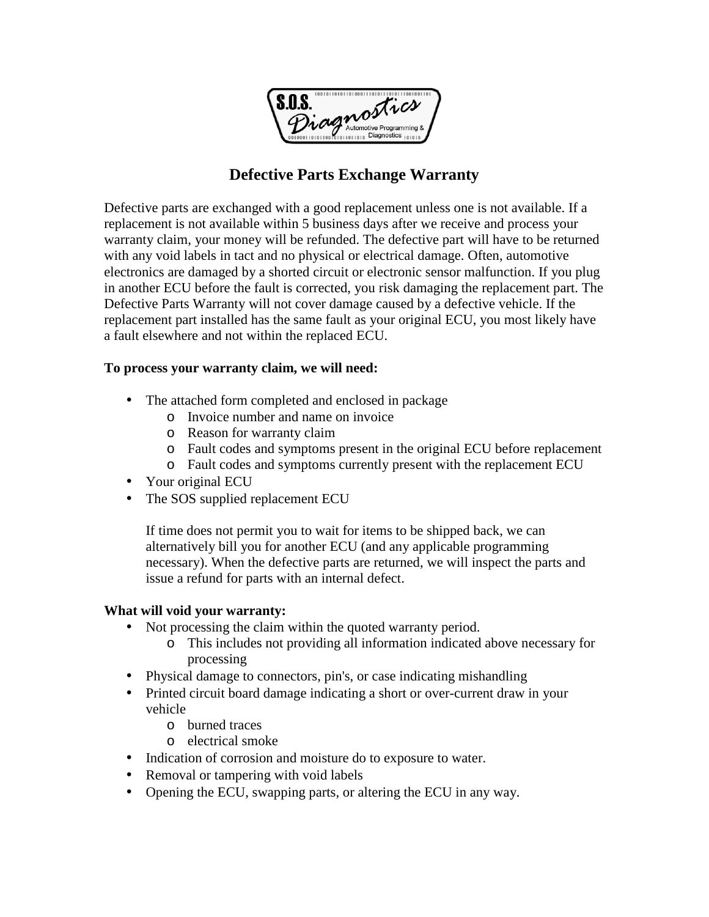# Defective Parts Exchange Warranty

Defective parts are exchanged with a good replacement unless one is not available. If a replacement is not available within 5 business days after we receive and process your warranty claim, your money will be refunded. The defective part will have to be returned with any void labels in tact and no physical or electrical damage. Often, automotive electronics are damaged by a shorted circuit or electronic sensor malfunction. If you plug in another ECU before the fault is corrected, you risk damaging the replacement part. The Defective Parts Warranty will not cover damage caused by a defective vehicle. If the replacement part installed has the same fault as your original ECU, you most likely have a fault elsewhere and not within the replaced ECU.

**To process your warranty claim, we will need:**

- The attached form completed and enclosed in package
  - Invoice number and name on invoice
  - Reason for warranty claim
  - Fault codes and symptoms present in the original ECU before replacement
  - Fault codes and symptoms currently present with the replacement ECU
- Your original ECU
- The SOS supplied replacement ECU

  If time does not permit you to wait for items to be shipped back, we can alternatively bill you for another ECU (and any applicable programming necessary). When the defective parts are returned, we will inspect the parts and issue a refund for parts with an internal defect.

**What will void your warranty:**

- Not processing the claim within the quoted warranty period.
  - This includes not providing all information indicated above necessary for processing
- Physical damage to connectors, pin's, or case indicating mishandling
- Printed circuit board damage indicating a short or over-current draw in your vehicle
  - burned traces
  - electrical smoke
- Indication of corrosion and moisture do to exposure to water.
- Removal or tampering with void labels
- Opening the ECU, swapping parts, or altering the ECU in any way.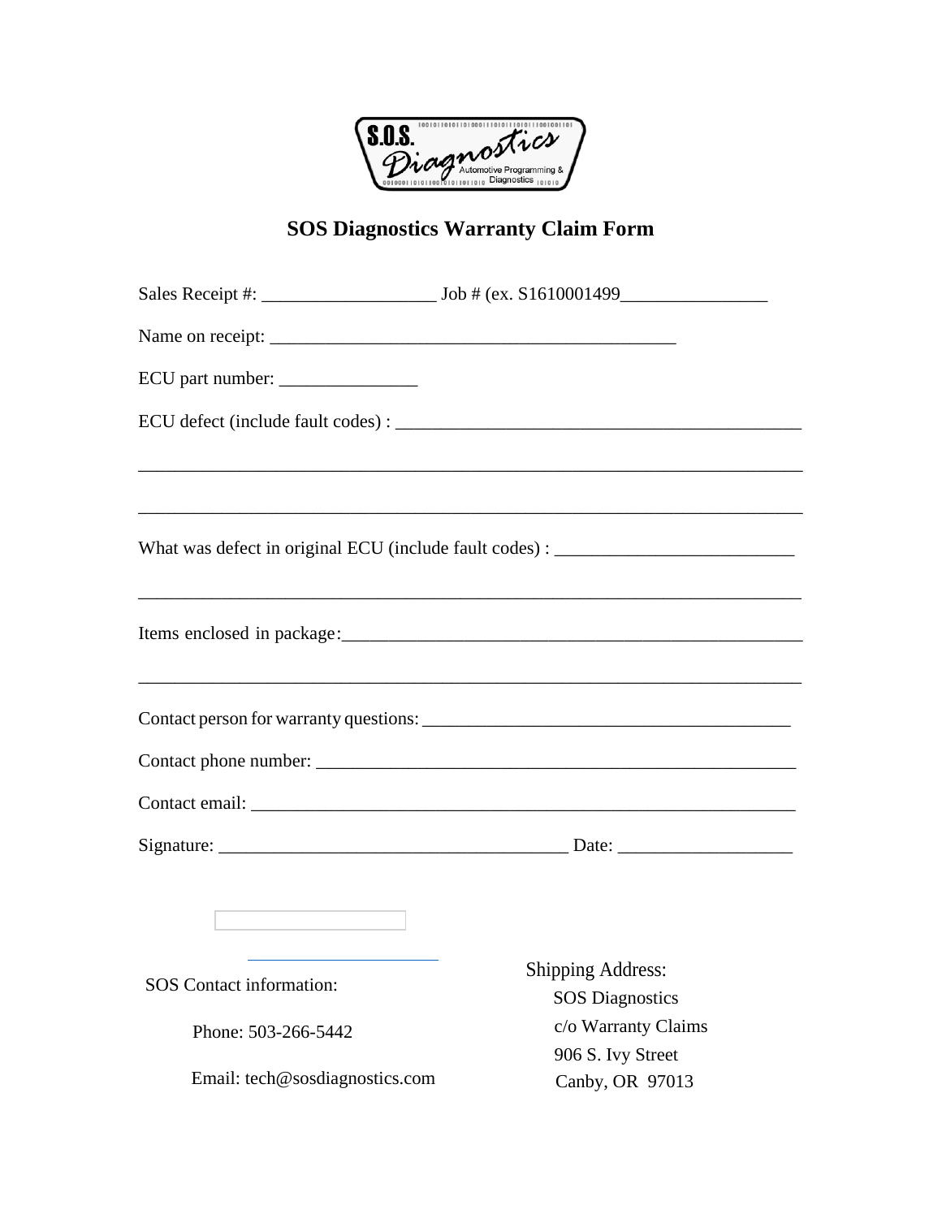# SOS Diagnostics Warranty Claim Form

Sales Receipt #: ___________________ Job # (ex. S1610001499________________

Name on receipt: ______________________________________________

ECU part number: _______________

ECU defect (include fault codes) : ______________________________________________

___________________________________________________________________________

___________________________________________________________________________

What was defect in original ECU (include fault codes) : __________________________

___________________________________________________________________________

Items enclosed in package:___________________________________________________

___________________________________________________________________________

Contact person for warranty questions: ________________________________________

Contact phone number: _____________________________________________________

Contact email: ___________________________________________________________

Signature: ______________________________________ Date: ___________________

SOS Contact information:

Phone: 503-266-5442

Email: tech@sosdiagnostics.com

Shipping Address:

SOS Diagnostics
c/o Warranty Claims
906 S. Ivy Street
Canby, OR 97013